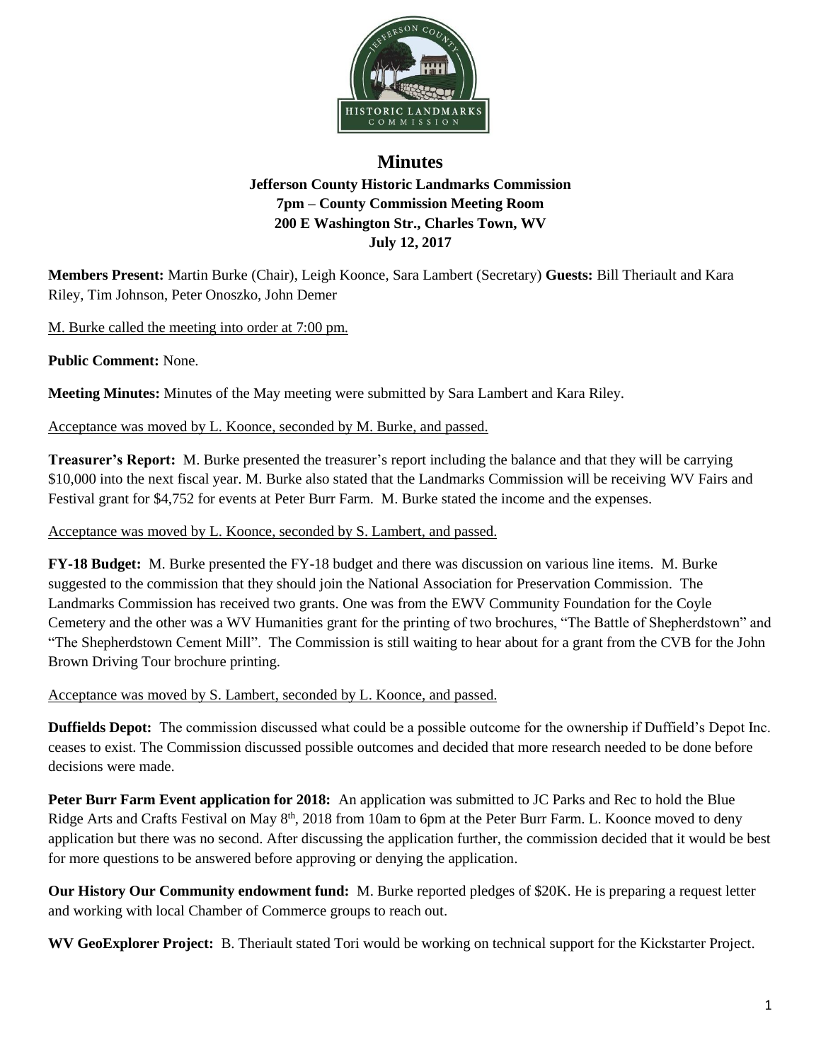# Minutes

**Jefferson County Historic Landmarks Commission**
**7pm – County Commission Meeting Room**
**200 E Washington Str., Charles Town, WV**
**July 12, 2017**

**Members Present:** Martin Burke (Chair), Leigh Koonce, Sara Lambert (Secretary) **Guests:** Bill Theriault and Kara Riley, Tim Johnson, Peter Onoszko, John Demer

M. Burke called the meeting into order at 7:00 pm.

**Public Comment:** None.

**Meeting Minutes:** Minutes of the May meeting were submitted by Sara Lambert and Kara Riley.

Acceptance was moved by L. Koonce, seconded by M. Burke, and passed.

**Treasurer's Report:** M. Burke presented the treasurer's report including the balance and that they will be carrying $10,000 into the next fiscal year. M. Burke also stated that the Landmarks Commission will be receiving WV Fairs and Festival grant for $4,752 for events at Peter Burr Farm. M. Burke stated the income and the expenses.

Acceptance was moved by L. Koonce, seconded by S. Lambert, and passed.

**FY-18 Budget:** M. Burke presented the FY-18 budget and there was discussion on various line items. M. Burke suggested to the commission that they should join the National Association for Preservation Commission. The Landmarks Commission has received two grants. One was from the EWV Community Foundation for the Coyle Cemetery and the other was a WV Humanities grant for the printing of two brochures, "The Battle of Shepherdstown" and "The Shepherdstown Cement Mill". The Commission is still waiting to hear about for a grant from the CVB for the John Brown Driving Tour brochure printing.

Acceptance was moved by S. Lambert, seconded by L. Koonce, and passed.

**Duffields Depot:** The commission discussed what could be a possible outcome for the ownership if Duffield's Depot Inc. ceases to exist. The Commission discussed possible outcomes and decided that more research needed to be done before decisions were made.

**Peter Burr Farm Event application for 2018:** An application was submitted to JC Parks and Rec to hold the Blue Ridge Arts and Crafts Festival on May 8th, 2018 from 10am to 6pm at the Peter Burr Farm. L. Koonce moved to deny application but there was no second. After discussing the application further, the commission decided that it would be best for more questions to be answered before approving or denying the application.

**Our History Our Community endowment fund:** M. Burke reported pledges of $20K. He is preparing a request letter and working with local Chamber of Commerce groups to reach out.

**WV GeoExplorer Project:** B. Theriault stated Tori would be working on technical support for the Kickstarter Project.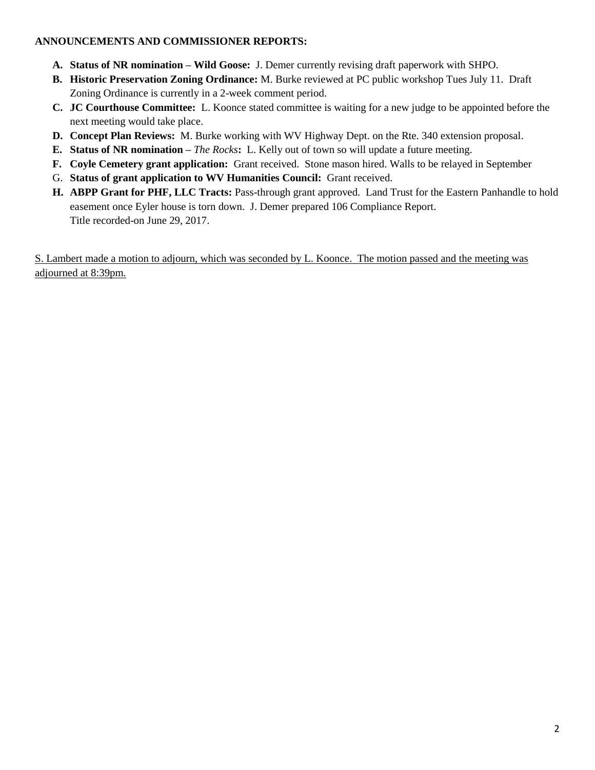**ANNOUNCEMENTS AND COMMISSIONER REPORTS:**

A. **Status of NR nomination – Wild Goose:** J. Demer currently revising draft paperwork with SHPO.
B. **Historic Preservation Zoning Ordinance:** M. Burke reviewed at PC public workshop Tues July 11. Draft Zoning Ordinance is currently in a 2-week comment period.
C. **JC Courthouse Committee:** L. Koonce stated committee is waiting for a new judge to be appointed before the next meeting would take place.
D. **Concept Plan Reviews:** M. Burke working with WV Highway Dept. on the Rte. 340 extension proposal.
E. **Status of NR nomination –** ***The Rocks*****:** L. Kelly out of town so will update a future meeting.
F. **Coyle Cemetery grant application:** Grant received. Stone mason hired. Walls to be relayed in September
G. **Status of grant application to WV Humanities Council:** Grant received.
H. **ABPP Grant for PHF, LLC Tracts:** Pass-through grant approved. Land Trust for the Eastern Panhandle to hold easement once Eyler house is torn down. J. Demer prepared 106 Compliance Report.
   Title recorded-on June 29, 2017.

S. Lambert made a motion to adjourn, which was seconded by L. Koonce. The motion passed and the meeting was adjourned at 8:39pm.